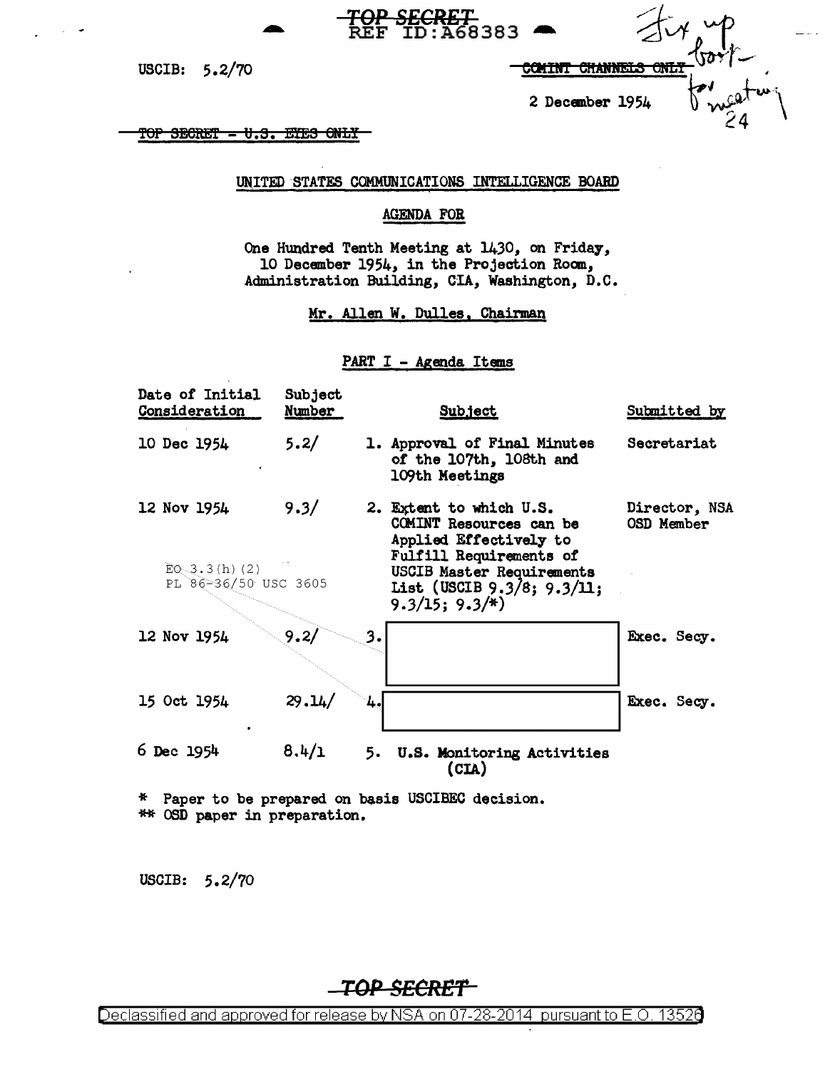TOP SECRET
REF ID:A68383

USCIB: 5.2/70

~~COMINT CHANNELS ONLY~~

Fix up book for meeting 24

2 December 1954

~~TOP SECRET - U.S. EYES ONLY~~

UNITED STATES COMMUNICATIONS INTELLIGENCE BOARD

AGENDA FOR

One Hundred Tenth Meeting at 1430, on Friday, 10 December 1954, in the Projection Room, Administration Building, CIA, Washington, D.C.

Mr. Allen W. Dulles, Chairman

PART I - Agenda Items

| Date of Initial Consideration | Subject Number | Subject | Submitted by |
|---|---|---|---|
| 10 Dec 1954 | 5.2/ | 1. Approval of Final Minutes of the 107th, 108th and 109th Meetings | Secretariat |
| 12 Nov 1954 | 9.3/ | 2. Extent to which U.S. COMINT Resources can be Applied Effectively to Fulfill Requirements of USCIB Master Requirements List (USCIB 9.3/8; 9.3/11; 9.3/15; 9.3/*) | Director, NSA OSD Member |
| 12 Nov 1954 | 9.2/ | 3. [redacted] | Exec. Secy. |
| 15 Oct 1954 | 29.14/ | 4. [redacted] | Exec. Secy. |
| 6 Dec 1954 | 8.4/1 | 5. U.S. Monitoring Activities (CIA) | |

EO 3.3(h)(2)
PL 86-36/50 USC 3605

\* Paper to be prepared on basis USCIBEC decision.
\*\* OSD paper in preparation.

USCIB: 5.2/70

TOP SECRET

Declassified and approved for release by NSA on 07-28-2014 pursuant to E.O. 13526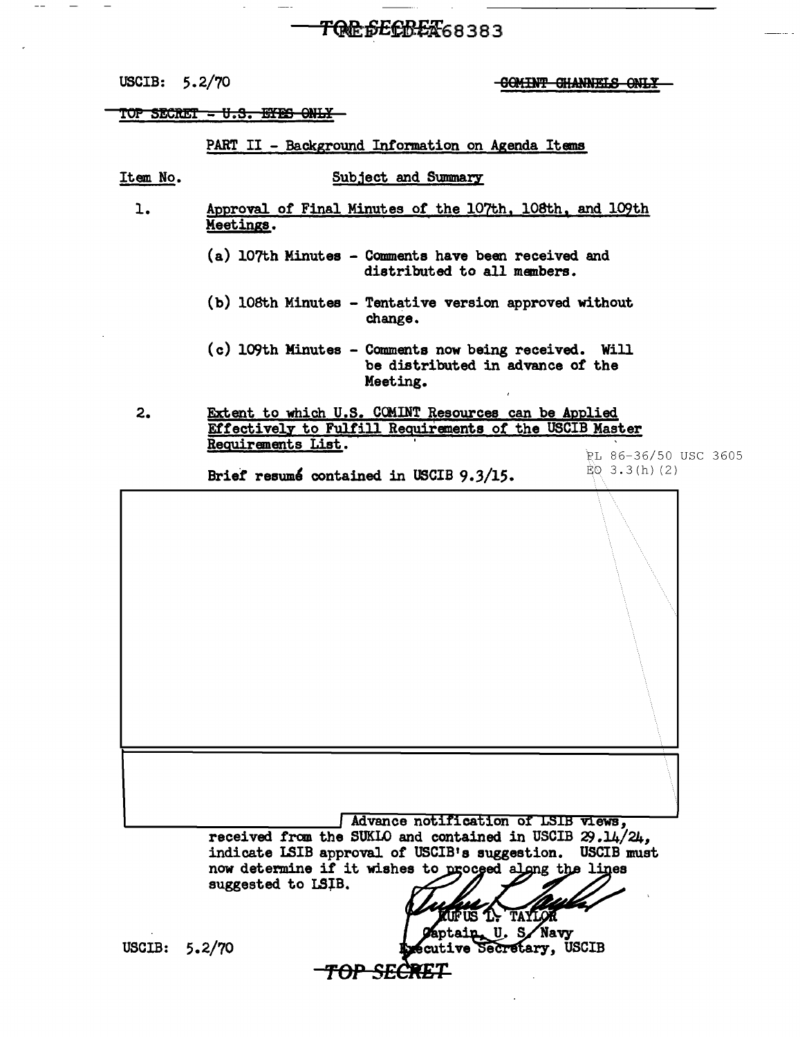USCIB: 5.2/70

~~COMINT CHANNELS ONLY~~

~~TOP SECRET - U.S. EYES ONLY~~

PART II - Background Information on Agenda Items

| Item No. | Subject and Summary |
|---|---|
| 1. | Approval of Final Minutes of the 107th, 108th, and 109th Meetings. |
| | (a) 107th Minutes - Comments have been received and distributed to all members. |
| | (b) 108th Minutes - Tentative version approved without change. |
| | (c) 109th Minutes - Comments now being received. Will be distributed in advance of the Meeting. |
| 2. | Extent to which U.S. COMINT Resources can be Applied Effectively to Fulfill Requirements of the USCIB Master Requirements List. |
| | Brief resumé contained in USCIB 9.3/15. |

PL 86-36/50 USC 3605
EO 3.3(h)(2)

Advance notification of LSIB views, received from the SUKLO and contained in USCIB 29.14/24, indicate LSIB approval of USCIB's suggestion. USCIB must now determine if it wishes to proceed along the lines suggested to LSIB.

RUFUS L. TAYLOR
Captain, U. S. Navy
Executive Secretary, USCIB

USCIB: 5.2/70

TOP SECRET